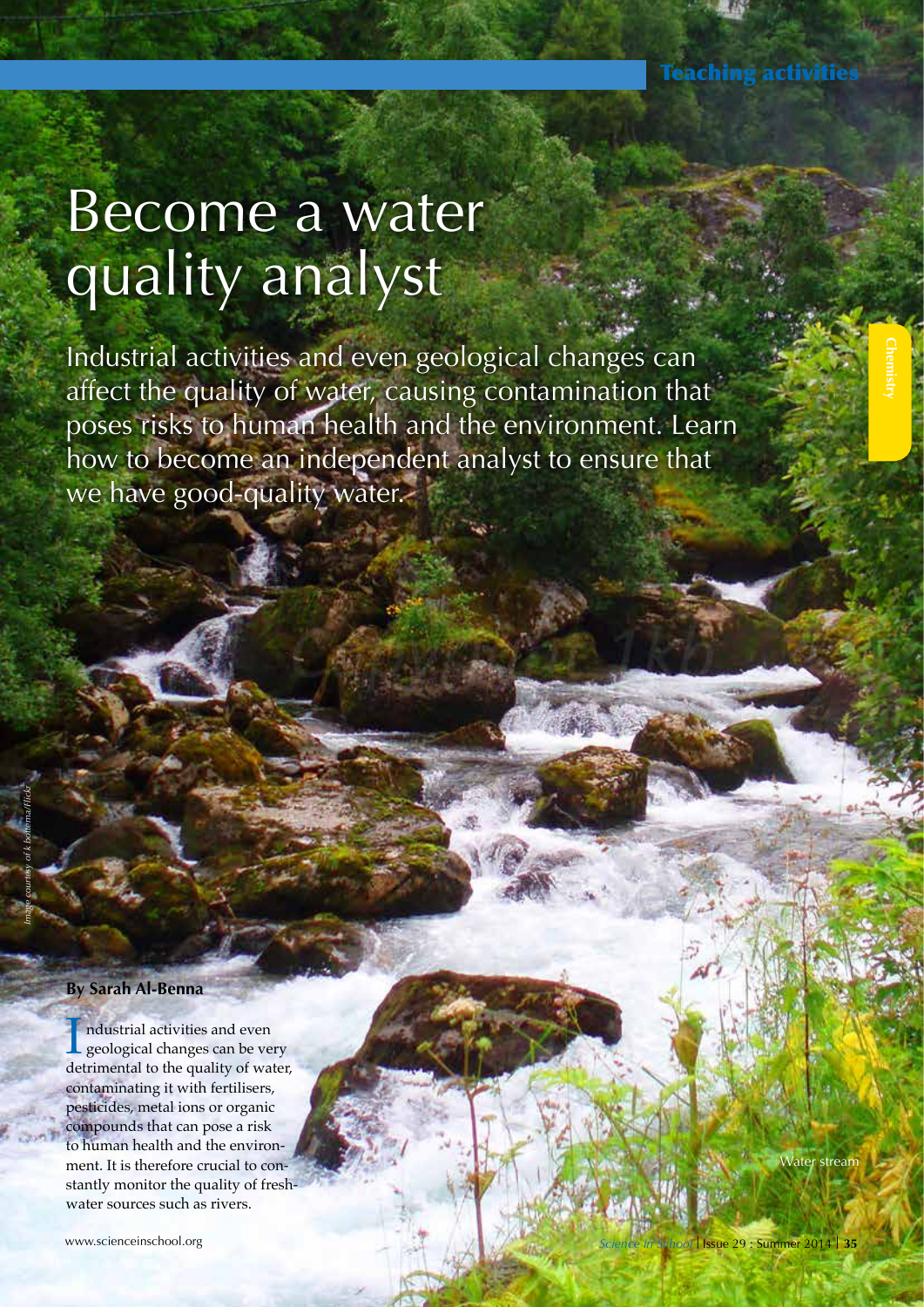# Become a water quality analyst

Industrial activities and even geological changes can affect the quality of water, causing contamination that poses risks to human health and the environment. Learn how to become an independent analyst to ensure that we have good-quality water.

Image courtesy of k.bottema/Flickr

Water stream

**By Sarah Al-Benna**

Industrial activities and even geological changes can be very detrimental to the quality of water, contaminating it with fertilisers, pesticides, metal ions or organic compounds that can pose a risk to human health and the environment. It is therefore crucial to constantly monitor the quality of freshwater sources such as rivers.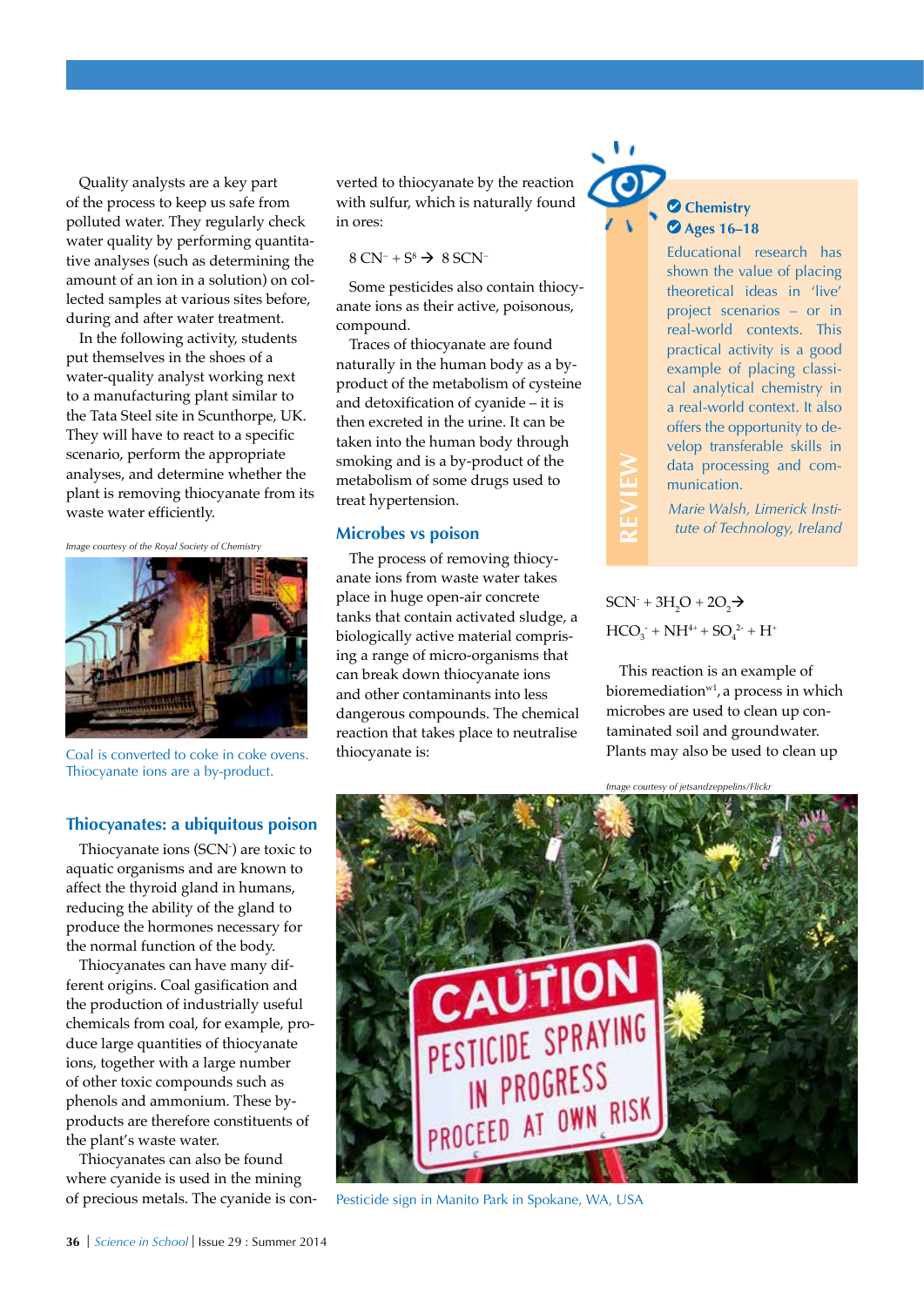Quality analysts are a key part of the process to keep us safe from polluted water. They regularly check water quality by performing quantitative analyses (such as determining the amount of an ion in a solution) on collected samples at various sites before, during and after water treatment.

In the following activity, students put themselves in the shoes of a water-quality analyst working next to a manufacturing plant similar to the Tata Steel site in Scunthorpe, UK. They will have to react to a specific scenario, perform the appropriate analyses, and determine whether the plant is removing thiocyanate from its waste water efficiently.

*Image courtesy of the Royal Society of Chemistry*

Coal is converted to coke in coke ovens. Thiocyanate ions are a by-product.

## Thiocyanates: a ubiquitous poison

Thiocyanate ions ($SCN^-$) are toxic to aquatic organisms and are known to affect the thyroid gland in humans, reducing the ability of the gland to produce the hormones necessary for the normal function of the body.

Thiocyanates can have many different origins. Coal gasification and the production of industrially useful chemicals from coal, for example, produce large quantities of thiocyanate ions, together with a large number of other toxic compounds such as phenols and ammonium. These by-products are therefore constituents of the plant's waste water.

Thiocyanates can also be found where cyanide is used in the mining of precious metals. The cyanide is converted to thiocyanate by the reaction with sulfur, which is naturally found in ores:

$$8\,CN^- + S^8 \rightarrow 8\,SCN^-$$

Some pesticides also contain thiocyanate ions as their active, poisonous, compound.

Traces of thiocyanate are found naturally in the human body as a by-product of the metabolism of cysteine and detoxification of cyanide – it is then excreted in the urine. It can be taken into the human body through smoking and is a by-product of the metabolism of some drugs used to treat hypertension.

## Microbes vs poison

The process of removing thiocyanate ions from waste water takes place in huge open-air concrete tanks that contain activated sludge, a biologically active material comprising a range of micro-organisms that can break down thiocyanate ions and other contaminants into less dangerous compounds. The chemical reaction that takes place to neutralise thiocyanate is:

$$SCN^- + 3H_2O + 2O_2 \rightarrow HCO_3^- + NH^{4+} + SO_4^{2-} + H^+$$

This reaction is an example of bioremediation[w1], a process in which microbes are used to clean up contaminated soil and groundwater. Plants may also be used to clean up

**REVIEW**

- **Chemistry**
- **Ages 16–18**

Educational research has shown the value of placing theoretical ideas in 'live' project scenarios – or in real-world contexts. This practical activity is a good example of placing classical analytical chemistry in a real-world context. It also offers the opportunity to develop transferable skills in data processing and communication.

*Marie Walsh, Limerick Institute of Technology, Ireland*

*Image courtesy of jetsandzeppelins/Flickr*

Pesticide sign in Manito Park in Spokane, WA, USA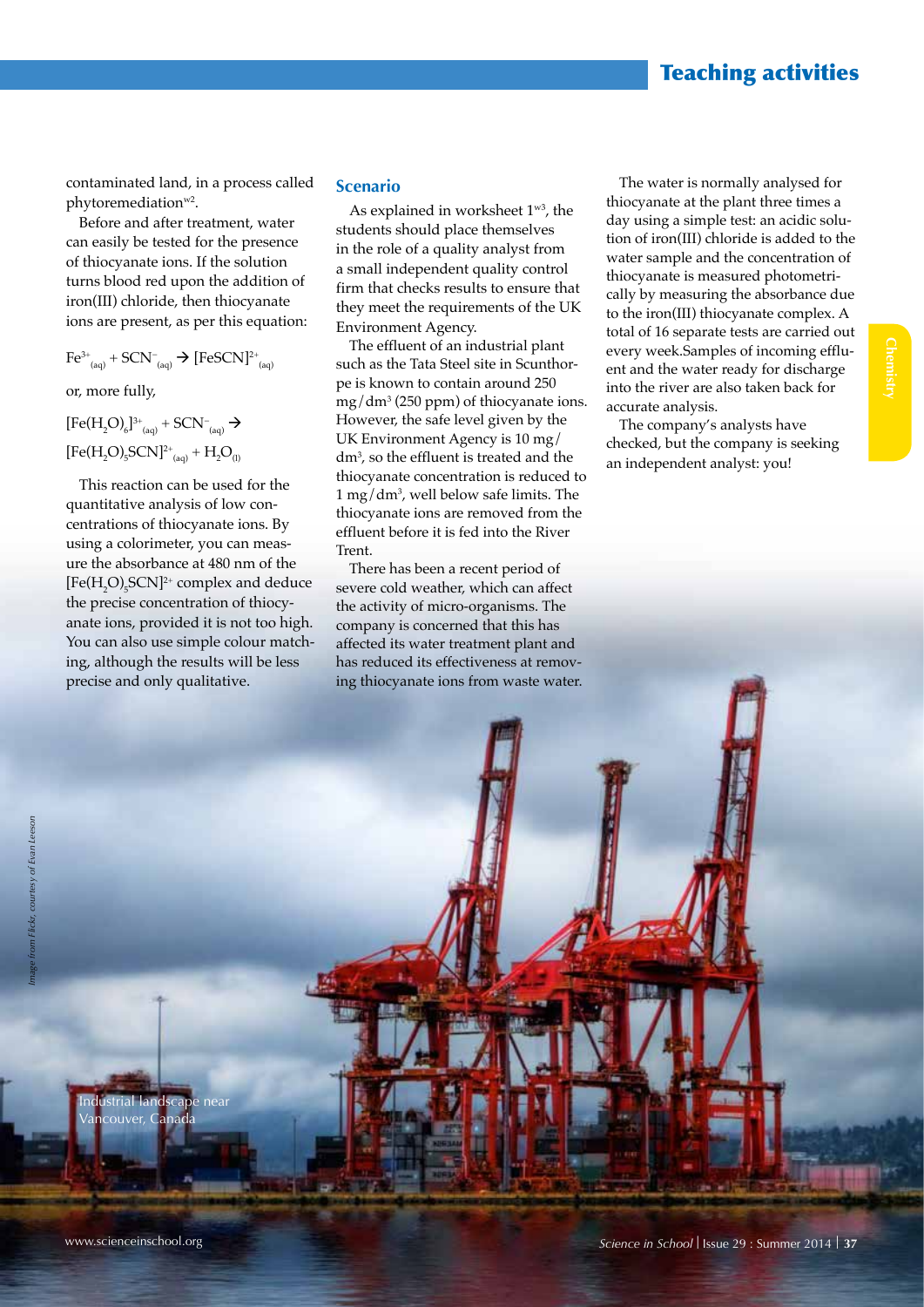contaminated land, in a process called phytoremediation[w2].

Before and after treatment, water can easily be tested for the presence of thiocyanate ions. If the solution turns blood red upon the addition of iron(III) chloride, then thiocyanate ions are present, as per this equation:

$$Fe^{3+}_{(aq)} + SCN^{-}_{(aq)} \rightarrow [FeSCN]^{2+}_{(aq)}$$

or, more fully,

$$[Fe(H_2O)_6]^{3+}_{(aq)} + SCN^{-}_{(aq)} \rightarrow [Fe(H_2O)_5SCN]^{2+}_{(aq)} + H_2O_{(l)}$$

This reaction can be used for the quantitative analysis of low concentrations of thiocyanate ions. By using a colorimeter, you can measure the absorbance at 480 nm of the $[Fe(H_2O)_5SCN]^{2+}$ complex and deduce the precise concentration of thiocyanate ions, provided it is not too high. You can also use simple colour matching, although the results will be less precise and only qualitative.

## Scenario

As explained in worksheet 1[w3], the students should place themselves in the role of a quality analyst from a small independent quality control firm that checks results to ensure that they meet the requirements of the UK Environment Agency.

The effluent of an industrial plant such as the Tata Steel site in Scunthorpe is known to contain around 250 $mg/dm^3$ (250 ppm) of thiocyanate ions. However, the safe level given by the UK Environment Agency is 10 $mg/dm^3$, so the effluent is treated and the thiocyanate concentration is reduced to 1 $mg/dm^3$, well below safe limits. The thiocyanate ions are removed from the effluent before it is fed into the River Trent.

There has been a recent period of severe cold weather, which can affect the activity of micro-organisms. The company is concerned that this has affected its water treatment plant and has reduced its effectiveness at removing thiocyanate ions from waste water.

The water is normally analysed for thiocyanate at the plant three times a day using a simple test: an acidic solution of iron(III) chloride is added to the water sample and the concentration of thiocyanate is measured photometrically by measuring the absorbance due to the iron(III) thiocyanate complex. A total of 16 separate tests are carried out every week.Samples of incoming effluent and the water ready for discharge into the river are also taken back for accurate analysis.

The company's analysts have checked, but the company is seeking an independent analyst: you!

Industrial landscape near Vancouver, Canada

*Image from Flickr, courtesy of Evan Leeson*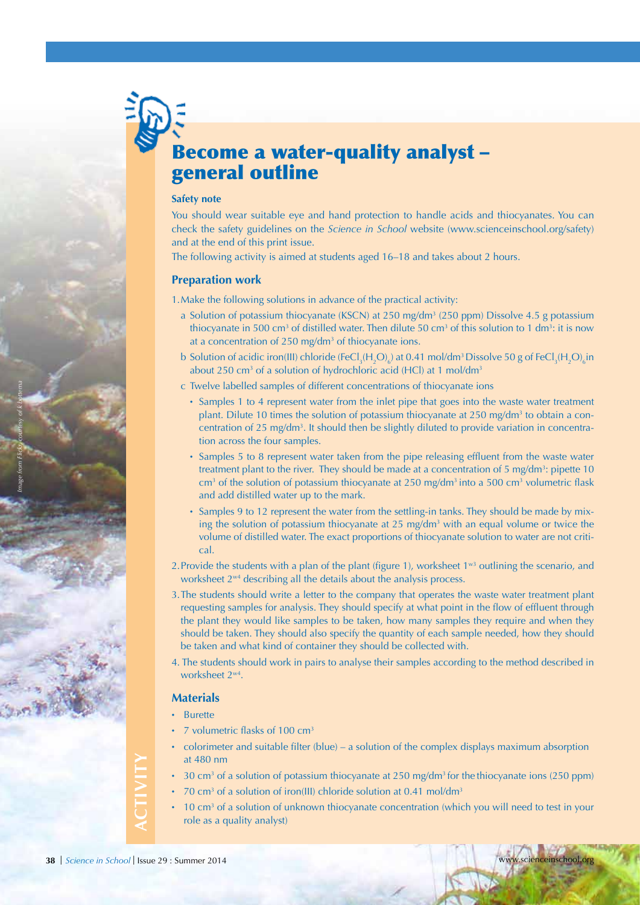# Become a water-quality analyst – general outline

**Safety note**

You should wear suitable eye and hand protection to handle acids and thiocyanates. You can check the safety guidelines on the *Science in School* website (www.scienceinschool.org/safety) and at the end of this print issue.

The following activity is aimed at students aged 16–18 and takes about 2 hours.

## Preparation work

1. Make the following solutions in advance of the practical activity:
   a Solution of potassium thiocyanate (KSCN) at 250 mg/dm$^3$ (250 ppm) Dissolve 4.5 g potassium thiocyanate in 500 cm$^3$ of distilled water. Then dilute 50 cm$^3$ of this solution to 1 dm$^3$: it is now at a concentration of 250 mg/dm$^3$ of thiocyanate ions.
   b Solution of acidic iron(III) chloride ($FeCl_3(H_2O)_6$) at 0.41 mol/dm$^3$ Dissolve 50 g of $FeCl_3(H_2O)_6$ in about 250 cm$^3$ of a solution of hydrochloric acid (HCl) at 1 mol/dm$^3$
   c Twelve labelled samples of different concentrations of thiocyanate ions
   - Samples 1 to 4 represent water from the inlet pipe that goes into the waste water treatment plant. Dilute 10 times the solution of potassium thiocyanate at 250 mg/dm$^3$ to obtain a concentration of 25 mg/dm$^3$. It should then be slightly diluted to provide variation in concentration across the four samples.
   - Samples 5 to 8 represent water taken from the pipe releasing effluent from the waste water treatment plant to the river. They should be made at a concentration of 5 mg/dm$^3$: pipette 10 cm$^3$ of the solution of potassium thiocyanate at 250 mg/dm$^3$ into a 500 cm$^3$ volumetric flask and add distilled water up to the mark.
   - Samples 9 to 12 represent the water from the settling-in tanks. They should be made by mixing the solution of potassium thiocyanate at 25 mg/dm$^3$ with an equal volume or twice the volume of distilled water. The exact proportions of thiocyanate solution to water are not critical.
2. Provide the students with a plan of the plant (figure 1), worksheet 1[w3] outlining the scenario, and worksheet 2[w4] describing all the details about the analysis process.
3. The students should write a letter to the company that operates the waste water treatment plant requesting samples for analysis. They should specify at what point in the flow of effluent through the plant they would like samples to be taken, how many samples they require and when they should be taken. They should also specify the quantity of each sample needed, how they should be taken and what kind of container they should be collected with.
4. The students should work in pairs to analyse their samples according to the method described in worksheet 2[w4].

## Materials

- Burette
- 7 volumetric flasks of 100 cm$^3$
- colorimeter and suitable filter (blue) – a solution of the complex displays maximum absorption at 480 nm
- 30 cm$^3$ of a solution of potassium thiocyanate at 250 mg/dm$^3$ for the thiocyanate ions (250 ppm)
- 70 cm$^3$ of a solution of iron(III) chloride solution at 0.41 mol/dm$^3$
- 10 cm$^3$ of a solution of unknown thiocyanate concentration (which you will need to test in your role as a quality analyst)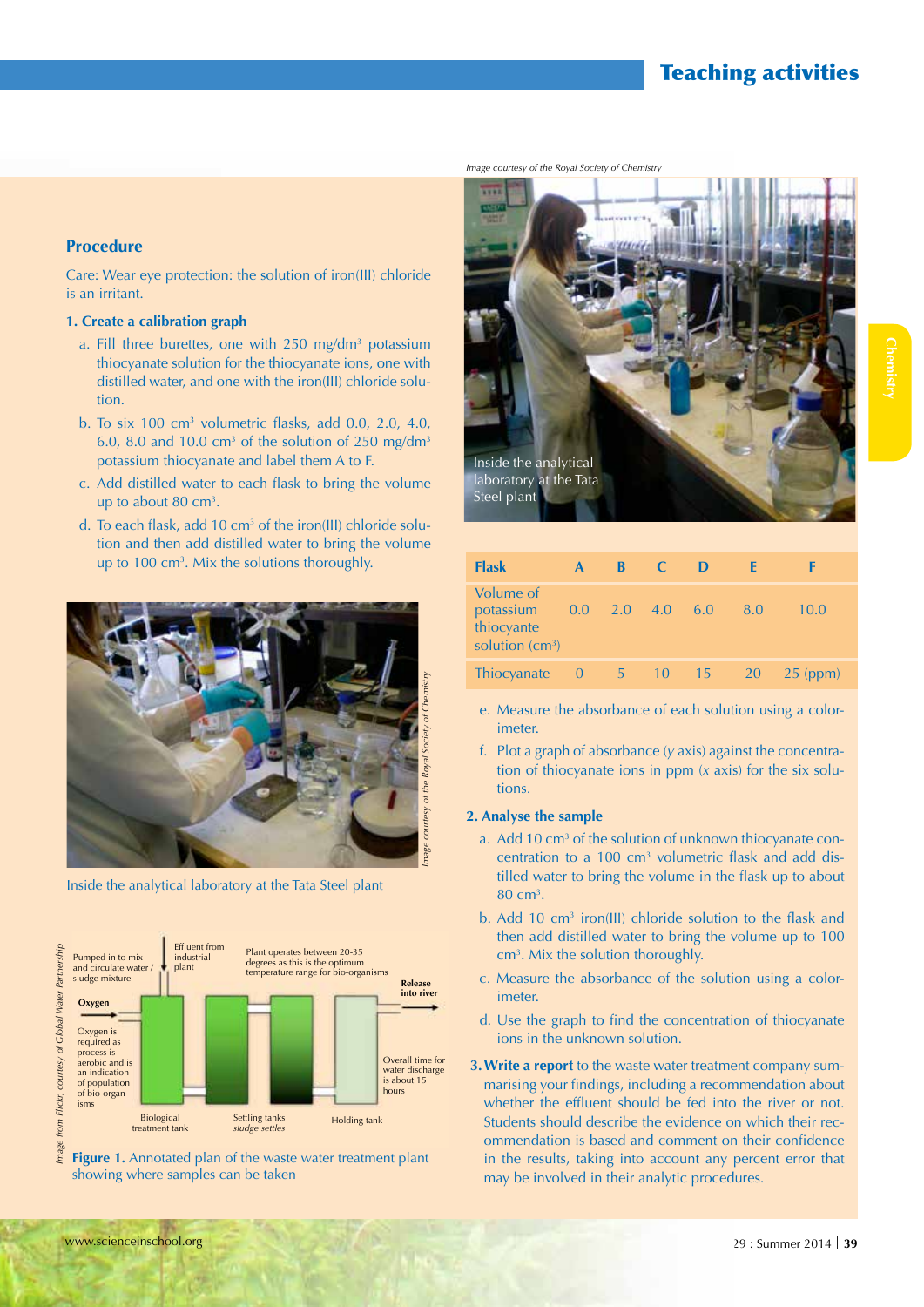## Procedure

Care: Wear eye protection: the solution of iron(III) chloride is an irritant.

### 1. Create a calibration graph

a. Fill three burettes, one with 250 mg/dm$^3$ potassium thiocyanate solution for the thiocyanate ions, one with distilled water, and one with the iron(III) chloride solution.

b. To six 100 cm$^3$ volumetric flasks, add 0.0, 2.0, 4.0, 6.0, 8.0 and 10.0 cm$^3$ of the solution of 250 mg/dm$^3$ potassium thiocyanate and label them A to F.

c. Add distilled water to each flask to bring the volume up to about 80 cm$^3$.

d. To each flask, add 10 cm$^3$ of the iron(III) chloride solution and then add distilled water to bring the volume up to 100 cm$^3$. Mix the solutions thoroughly.

Inside the analytical laboratory at the Tata Steel plant

*Image courtesy of the Royal Society of Chemistry*

Figure 1. Annotated plan of the waste water treatment plant showing where samples can be taken

*Image from Flickr, courtesy of Global Water Partnership*

Inside the analytical laboratory at the Tata Steel plant

*Image courtesy of the Royal Society of Chemistry*

| Flask | A | B | C | D | E | F |
|---|---|---|---|---|---|---|
| Volume of potassium thiocyante solution (cm$^3$) | 0.0 | 2.0 | 4.0 | 6.0 | 8.0 | 10.0 |
| Thiocyanate | 0 | 5 | 10 | 15 | 20 | 25 (ppm) |

e. Measure the absorbance of each solution using a colorimeter.

f. Plot a graph of absorbance ($y$ axis) against the concentration of thiocyanate ions in ppm ($x$ axis) for the six solutions.

### 2. Analyse the sample

a. Add 10 cm$^3$ of the solution of unknown thiocyanate concentration to a 100 cm$^3$ volumetric flask and add distilled water to bring the volume in the flask up to about 80 cm$^3$.

b. Add 10 cm$^3$ iron(III) chloride solution to the flask and then add distilled water to bring the volume up to 100 cm$^3$. Mix the solution thoroughly.

c. Measure the absorbance of the solution using a colorimeter.

d. Use the graph to find the concentration of thiocyanate ions in the unknown solution.

**3. Write a report** to the waste water treatment company summarising your findings, including a recommendation about whether the effluent should be fed into the river or not. Students should describe the evidence on which their recommendation is based and comment on their confidence in the results, taking into account any percent error that may be involved in their analytic procedures.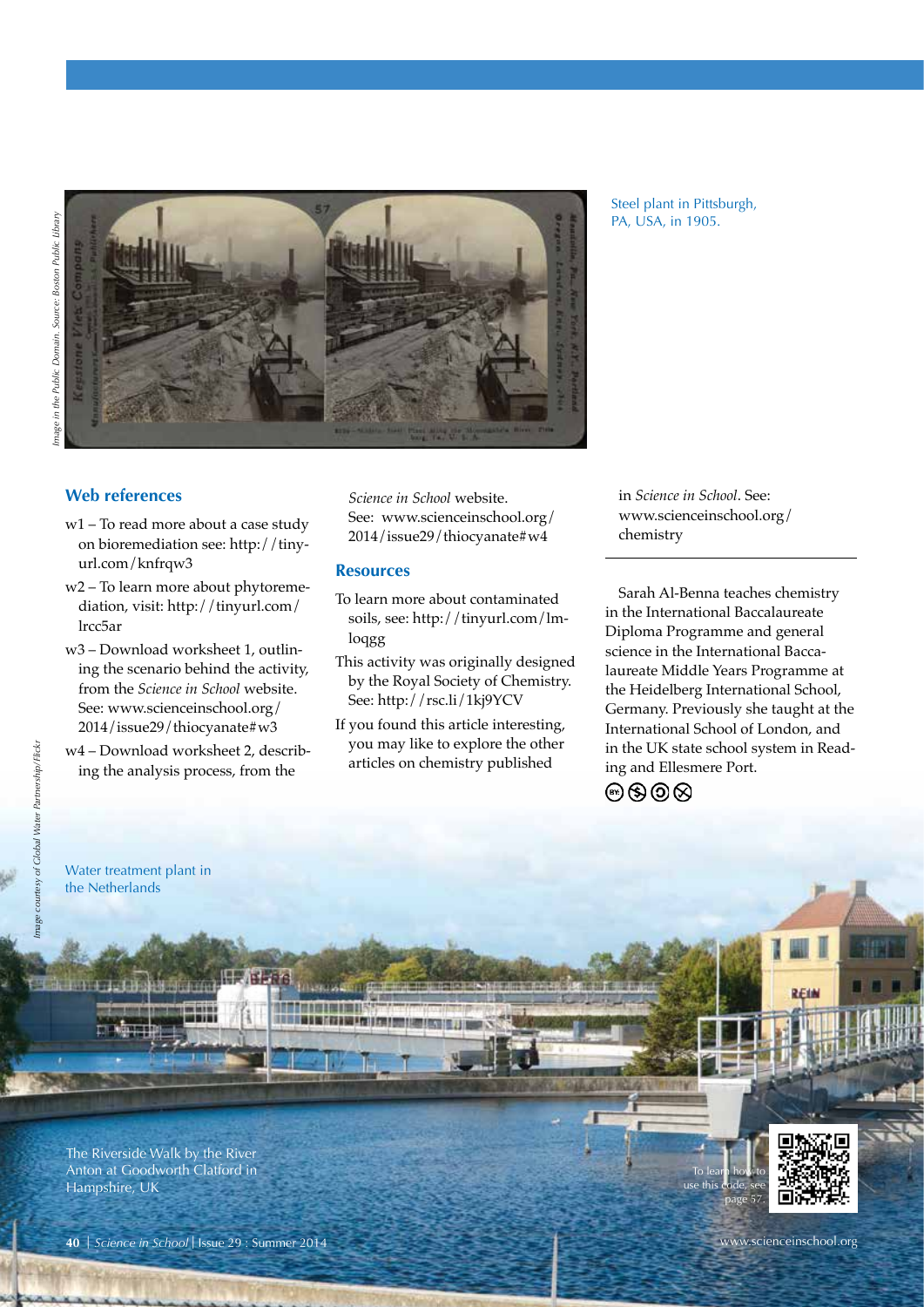Steel plant in Pittsburgh, PA, USA, in 1905.

*Image in the Public Domain. Source: Boston Public Library*

## Web references

w1 – To read more about a case study on bioremediation see: http://tinyurl.com/knfrqw3

w2 – To learn more about phytoremediation, visit: http://tinyurl.com/lrcc5ar

w3 – Download worksheet 1, outlining the scenario behind the activity, from the *Science in School* website. See: www.scienceinschool.org/2014/issue29/thiocyanate#w3

w4 – Download worksheet 2, describing the analysis process, from the *Science in School* website. See: www.scienceinschool.org/2014/issue29/thiocyanate#w4

## Resources

To learn more about contaminated soils, see: http://tinyurl.com/lmloqgg

This activity was originally designed by the Royal Society of Chemistry. See: http://rsc.li/1kj9YCV

If you found this article interesting, you may like to explore the other articles on chemistry published in *Science in School*. See: www.scienceinschool.org/chemistry

---

Sarah Al-Benna teaches chemistry in the International Baccalaureate Diploma Programme and general science in the International Baccalaureate Middle Years Programme at the Heidelberg International School, Germany. Previously she taught at the International School of London, and in the UK state school system in Reading and Ellesmere Port.

Water treatment plant in the Netherlands

*Image courtesy of Global Water Partnership/Flickr*

The Riverside Walk by the River Anton at Goodworth Clatford in Hampshire, UK

To learn how to use this code, see page 57.